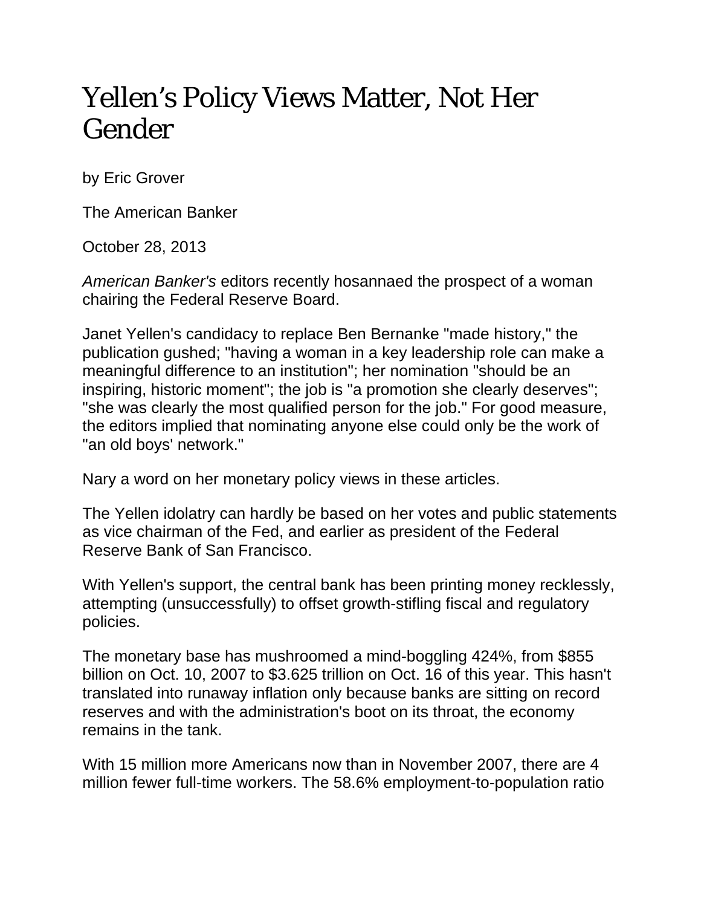# Yellen's Policy Views Matter, Not Her Gender

by Eric Grover

The American Banker

October 28, 2013

*American Banker's* editors recently hosannaed the prospect of a woman chairing the Federal Reserve Board.

Janet Yellen's candidacy to replace Ben Bernanke "made history," the publication gushed; "having a woman in a key leadership role can make a meaningful difference to an institution"; her nomination "should be an inspiring, historic moment"; the job is "a promotion she clearly deserves"; "she was clearly the most qualified person for the job." For good measure, the editors implied that nominating anyone else could only be the work of "an old boys' network."

Nary a word on her monetary policy views in these articles.

The Yellen idolatry can hardly be based on her votes and public statements as vice chairman of the Fed, and earlier as president of the Federal Reserve Bank of San Francisco.

With Yellen's support, the central bank has been printing money recklessly, attempting (unsuccessfully) to offset growth-stifling fiscal and regulatory policies.

The monetary base has mushroomed a mind-boggling 424%, from $855 billion on Oct. 10, 2007 to $3.625 trillion on Oct. 16 of this year. This hasn't translated into runaway inflation only because banks are sitting on record reserves and with the administration's boot on its throat, the economy remains in the tank.

With 15 million more Americans now than in November 2007, there are 4 million fewer full-time workers. The 58.6% employment-to-population ratio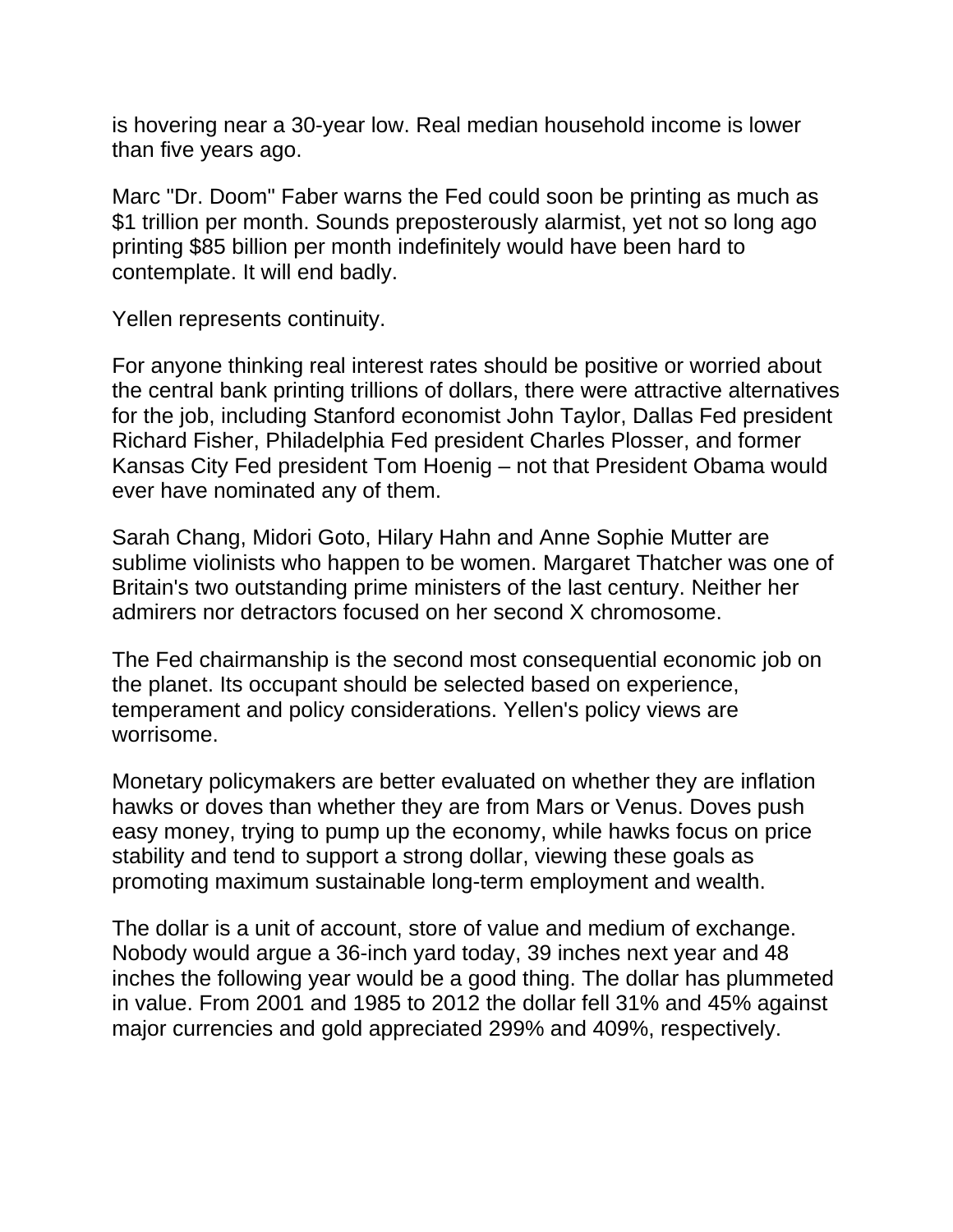is hovering near a 30-year low. Real median household income is lower than five years ago.

Marc "Dr. Doom" Faber warns the Fed could soon be printing as much as $1 trillion per month. Sounds preposterously alarmist, yet not so long ago printing $85 billion per month indefinitely would have been hard to contemplate. It will end badly.

Yellen represents continuity.

For anyone thinking real interest rates should be positive or worried about the central bank printing trillions of dollars, there were attractive alternatives for the job, including Stanford economist John Taylor, Dallas Fed president Richard Fisher, Philadelphia Fed president Charles Plosser, and former Kansas City Fed president Tom Hoenig – not that President Obama would ever have nominated any of them.

Sarah Chang, Midori Goto, Hilary Hahn and Anne Sophie Mutter are sublime violinists who happen to be women. Margaret Thatcher was one of Britain's two outstanding prime ministers of the last century. Neither her admirers nor detractors focused on her second X chromosome.

The Fed chairmanship is the second most consequential economic job on the planet. Its occupant should be selected based on experience, temperament and policy considerations. Yellen's policy views are worrisome.

Monetary policymakers are better evaluated on whether they are inflation hawks or doves than whether they are from Mars or Venus. Doves push easy money, trying to pump up the economy, while hawks focus on price stability and tend to support a strong dollar, viewing these goals as promoting maximum sustainable long-term employment and wealth.

The dollar is a unit of account, store of value and medium of exchange. Nobody would argue a 36-inch yard today, 39 inches next year and 48 inches the following year would be a good thing. The dollar has plummeted in value. From 2001 and 1985 to 2012 the dollar fell 31% and 45% against major currencies and gold appreciated 299% and 409%, respectively.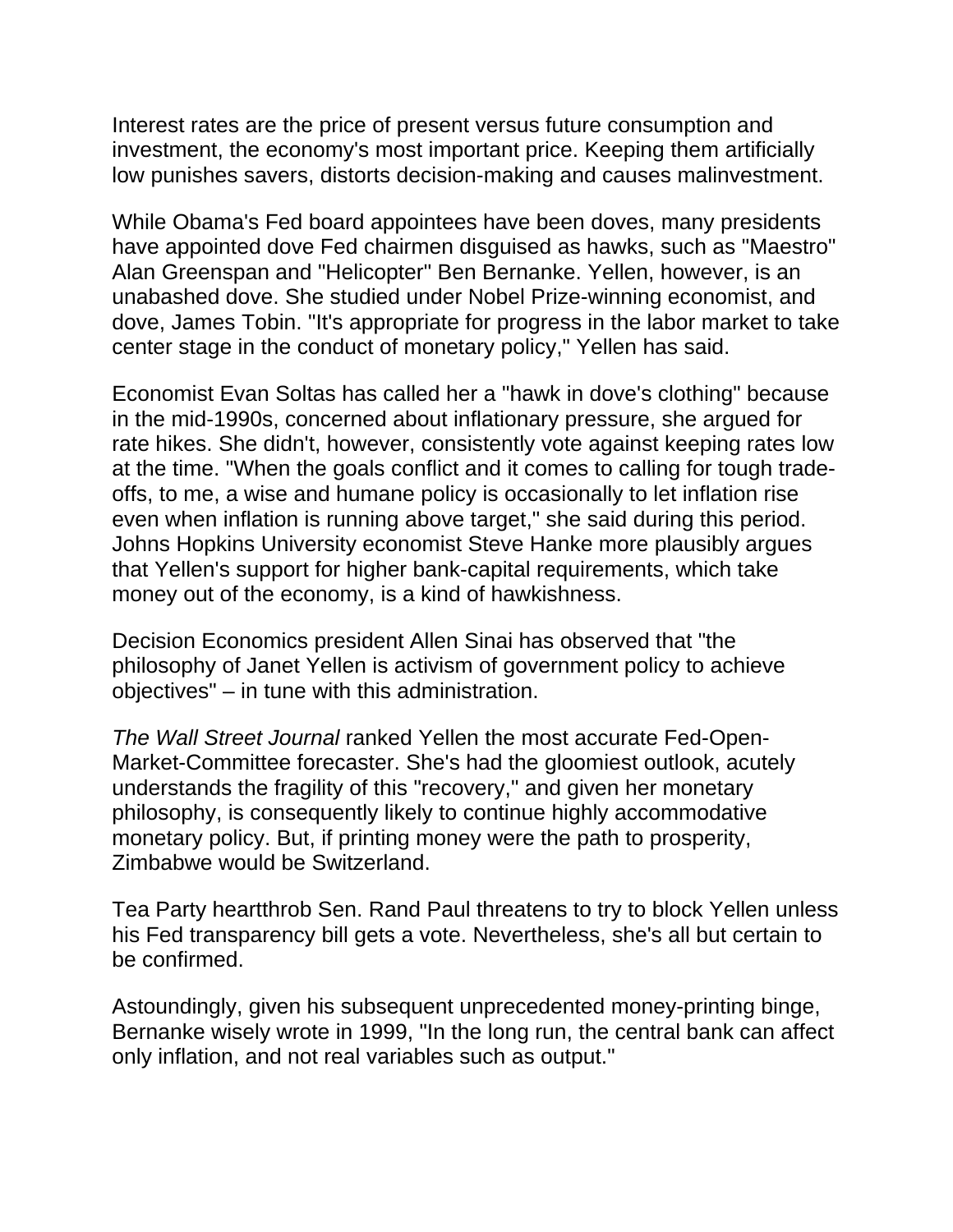Interest rates are the price of present versus future consumption and investment, the economy's most important price. Keeping them artificially low punishes savers, distorts decision-making and causes malinvestment.

While Obama's Fed board appointees have been doves, many presidents have appointed dove Fed chairmen disguised as hawks, such as "Maestro" Alan Greenspan and "Helicopter" Ben Bernanke. Yellen, however, is an unabashed dove. She studied under Nobel Prize-winning economist, and dove, James Tobin. "It's appropriate for progress in the labor market to take center stage in the conduct of monetary policy," Yellen has said.

Economist Evan Soltas has called her a "hawk in dove's clothing" because in the mid-1990s, concerned about inflationary pressure, she argued for rate hikes. She didn't, however, consistently vote against keeping rates low at the time. "When the goals conflict and it comes to calling for tough trade-offs, to me, a wise and humane policy is occasionally to let inflation rise even when inflation is running above target," she said during this period. Johns Hopkins University economist Steve Hanke more plausibly argues that Yellen's support for higher bank-capital requirements, which take money out of the economy, is a kind of hawkishness.

Decision Economics president Allen Sinai has observed that "the philosophy of Janet Yellen is activism of government policy to achieve objectives" – in tune with this administration.

*The Wall Street Journal* ranked Yellen the most accurate Fed-Open-Market-Committee forecaster. She's had the gloomiest outlook, acutely understands the fragility of this "recovery," and given her monetary philosophy, is consequently likely to continue highly accommodative monetary policy. But, if printing money were the path to prosperity, Zimbabwe would be Switzerland.

Tea Party heartthrob Sen. Rand Paul threatens to try to block Yellen unless his Fed transparency bill gets a vote. Nevertheless, she's all but certain to be confirmed.

Astoundingly, given his subsequent unprecedented money-printing binge, Bernanke wisely wrote in 1999, "In the long run, the central bank can affect only inflation, and not real variables such as output."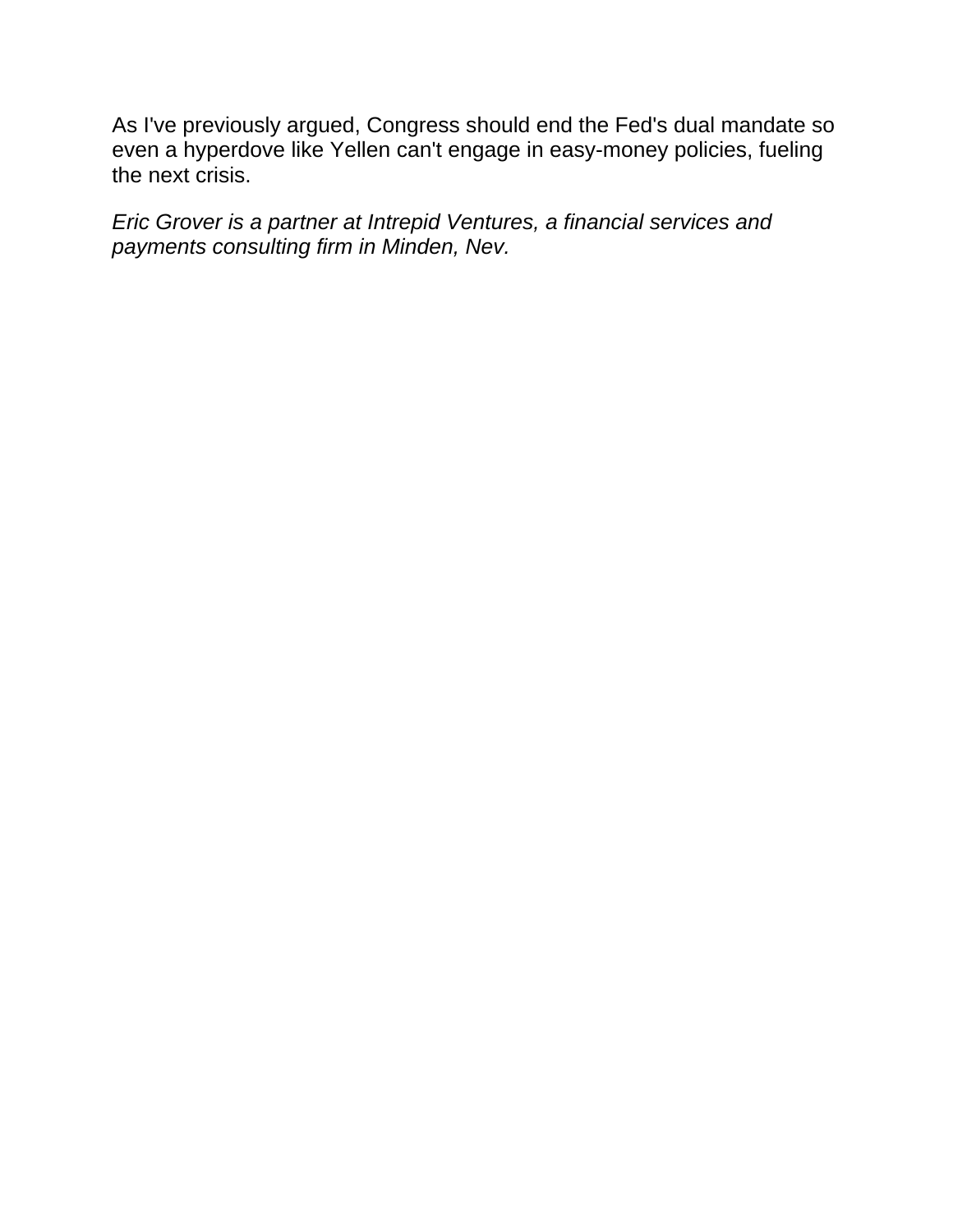As I've previously argued, Congress should end the Fed's dual mandate so even a hyperdove like Yellen can't engage in easy-money policies, fueling the next crisis.

*Eric Grover is a partner at Intrepid Ventures, a financial services and payments consulting firm in Minden, Nev.*